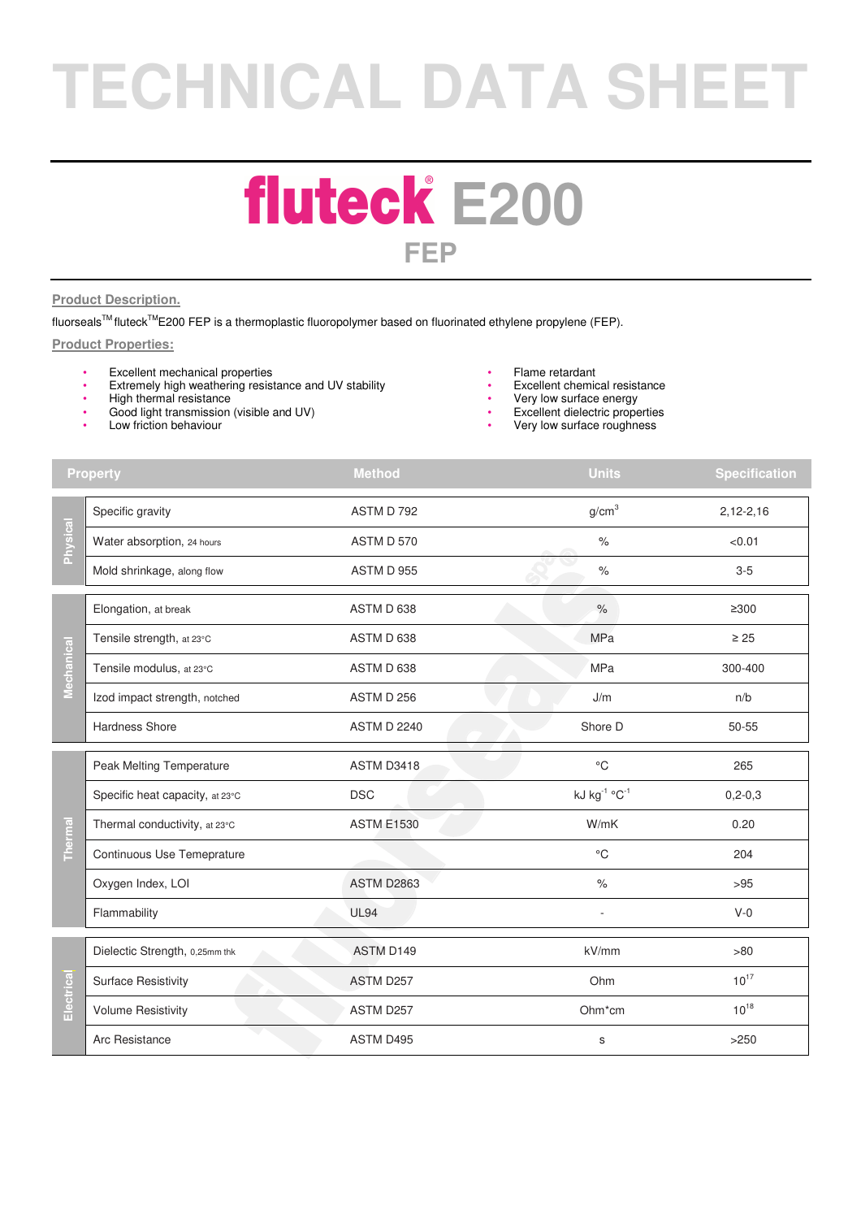# TECHNICAL DATA SHEET

# fluteck® E200

## FEP

### Product Description.

fluoseals™ fluteck™E200 FEP is a thermoplastic fluoropolymer based on fluorinated ethylene propylene (FEP).

### Product Properties:

- Excellent mechanical properties
- Extremely high weathering resistance and UV stability
- High thermal resistance
- Good light transmission (visible and UV)
- Low friction behaviour
- Flame retardant
- Excellent chemical resistance
- Very low surface energy
- Excellent dielectric properties
- Very low surface roughness

| | Property | Method | Units | Specification |
|---|---|---|---|---|
| Physical | Specific gravity | ASTM D 792 | g/cm$^3$ | 2,12-2,16 |
| | Water absorption, 24 hours | ASTM D 570 | % | <0.01 |
| | Mold shrinkage, along flow | ASTM D 955 | % | 3-5 |
| Mechanical | Elongation, at break | ASTM D 638 | % | ≥300 |
| | Tensile strength, at 23°C | ASTM D 638 | MPa | ≥ 25 |
| | Tensile modulus, at 23°C | ASTM D 638 | MPa | 300-400 |
| | Izod impact strength, notched | ASTM D 256 | J/m | n/b |
| | Hardness Shore | ASTM D 2240 | Shore D | 50-55 |
| Thermal | Peak Melting Temperature | ASTM D3418 | °C | 265 |
| | Specific heat capacity, at 23°C | DSC | kJ kg$^{-1}$ °C$^{-1}$ | 0,2-0,3 |
| | Thermal conductivity, at 23°C | ASTM E1530 | W/mK | 0.20 |
| | Continuous Use Temprature | | °C | 204 |
| | Oxygen Index, LOI | ASTM D2863 | % | >95 |
| | Flammability | UL94 | - | V-0 |
| Electrical | Dielectric Strength, 0,25mm thk | ASTM D149 | kV/mm | >80 |
| | Surface Resistivity | ASTM D257 | Ohm | $10^{17}$ |
| | Volume Resistivity | ASTM D257 | Ohm*cm | $10^{18}$ |
| | Arc Resistance | ASTM D495 | s | >250 |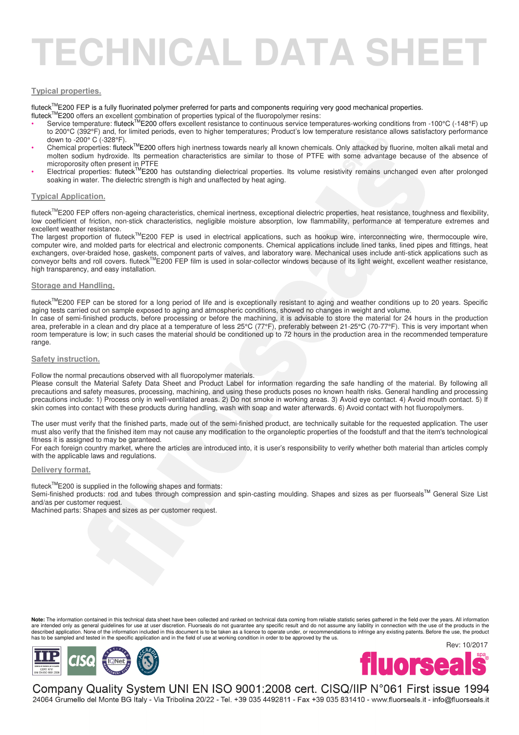# TECHNICAL DATA SHEET

## Typical properties.

fluteck™E200 FEP is a fully fluorinated polymer preferred for parts and components requiring very good mechanical properties.
fluteck™E200 offers an excellent combination of properties typical of the fluoropolymer resins:

- Service temperature: fluteck™E200 offers excellent resistance to continuous service temperatures-working conditions from -100°C (-148°F) up to 200°C (392°F) and, for limited periods, even to higher temperatures; Product's low temperature resistance allows satisfactory performance down to -200° C (-328°F).
- Chemical properties: fluteck™E200 offers high inertness towards nearly all known chemicals. Only attacked by fluorine, molten alkali metal and molten sodium hydroxide. Its permeation characteristics are similar to those of PTFE with some advantage because of the absence of microporosity often present in PTFE
- Electrical properties: fluteck™E200 has outstanding dielectrical properties. Its volume resistivity remains unchanged even after prolonged soaking in water. The dielectric strength is high and unaffected by heat aging.

## Typical Application.

fluteck™E200 FEP offers non-ageing characteristics, chemical inertness, exceptional dielectric properties, heat resistance, toughness and flexibility, low coefficient of friction, non-stick characteristics, negligible moisture absorption, low flammability, performance at temperature extremes and excellent weather resistance.
The largest proportion of fluteck™E200 FEP is used in electrical applications, such as hookup wire, interconnecting wire, thermocouple wire, computer wire, and molded parts for electrical and electronic components. Chemical applications include lined tanks, lined pipes and fittings, heat exchangers, over-braided hose, gaskets, component parts of valves, and laboratory ware. Mechanical uses include anti-stick applications such as conveyor belts and roll covers. fluteck™E200 FEP film is used in solar-collector windows because of its light weight, excellent weather resistance, high transparency, and easy installation.

## Storage and Handling.

fluteck™E200 FEP can be stored for a long period of life and is exceptionally resistant to aging and weather conditions up to 20 years. Specific aging tests carried out on sample exposed to aging and atmospheric conditions, showed no changes in weight and volume.
In case of semi-finished products, before processing or before the machining, it is advisable to store the material for 24 hours in the production area, preferable in a clean and dry place at a temperature of less 25°C (77°F), preferably between 21-25°C (70-77°F). This is very important when room temperature is low; in such cases the material should be conditioned up to 72 hours in the production area in the recommended temperature range.

## Safety instruction.

Follow the normal precautions observed with all fluoropolymer materials.
Please consult the Material Safety Data Sheet and Product Label for information regarding the safe handling of the material. By following all precautions and safety measures, processing, machining, and using these products poses no known health risks. General handling and processing precautions include: 1) Process only in well-ventilated areas. 2) Do not smoke in working areas. 3) Avoid eye contact. 4) Avoid mouth contact. 5) If skin comes into contact with these products during handling, wash with soap and water afterwards. 6) Avoid contact with hot fluoropolymers.

The user must verify that the finished parts, made out of the semi-finished product, are technically suitable for the requested application. The user must also verify that the finished item may not cause any modification to the organoleptic properties of the foodstuff and that the item's technological fitness it is assigned to may be garanteed.
For each foreign country market, where the articles are introduced into, it is user's responsibility to verify whether both material than articles comply with the applicable laws and regulations.

## Delivery format.

fluteck™E200 is supplied in the following shapes and formats:
Semi-finished products: rod and tubes through compression and spin-casting moulding. Shapes and sizes as per fluorseals™ General Size List and/as per customer request.
Machined parts: Shapes and sizes as per customer request.

**Note:** The information contained in this technical data sheet have been collected and ranked on technical data coming from reliable statistic series gathered in the field over the years. All information are intended only as general guidelines for use at user discretion. Fluorseals do not guarantee any specific result and do not assume any liability in connection with the use of the products in the described application. None of the information included in this document is to be taken as a licence to operate under, or recommendations to infringe any existing patents. Before the use, the product has to be sampled and tested in the specific application and in the field of use at working condition in order to be approved by the us.

Rev: 10/2017

fluorseals spa

Company Quality System UNI EN ISO 9001:2008 cert. CISQ/IIP N°061 First issue 1994
24064 Grumello del Monte BG Italy - Via Tribolina 20/22 - Tel. +39 035 4492811 - Fax +39 035 831410 - www.fluorseals.it - info@fluorseals.it